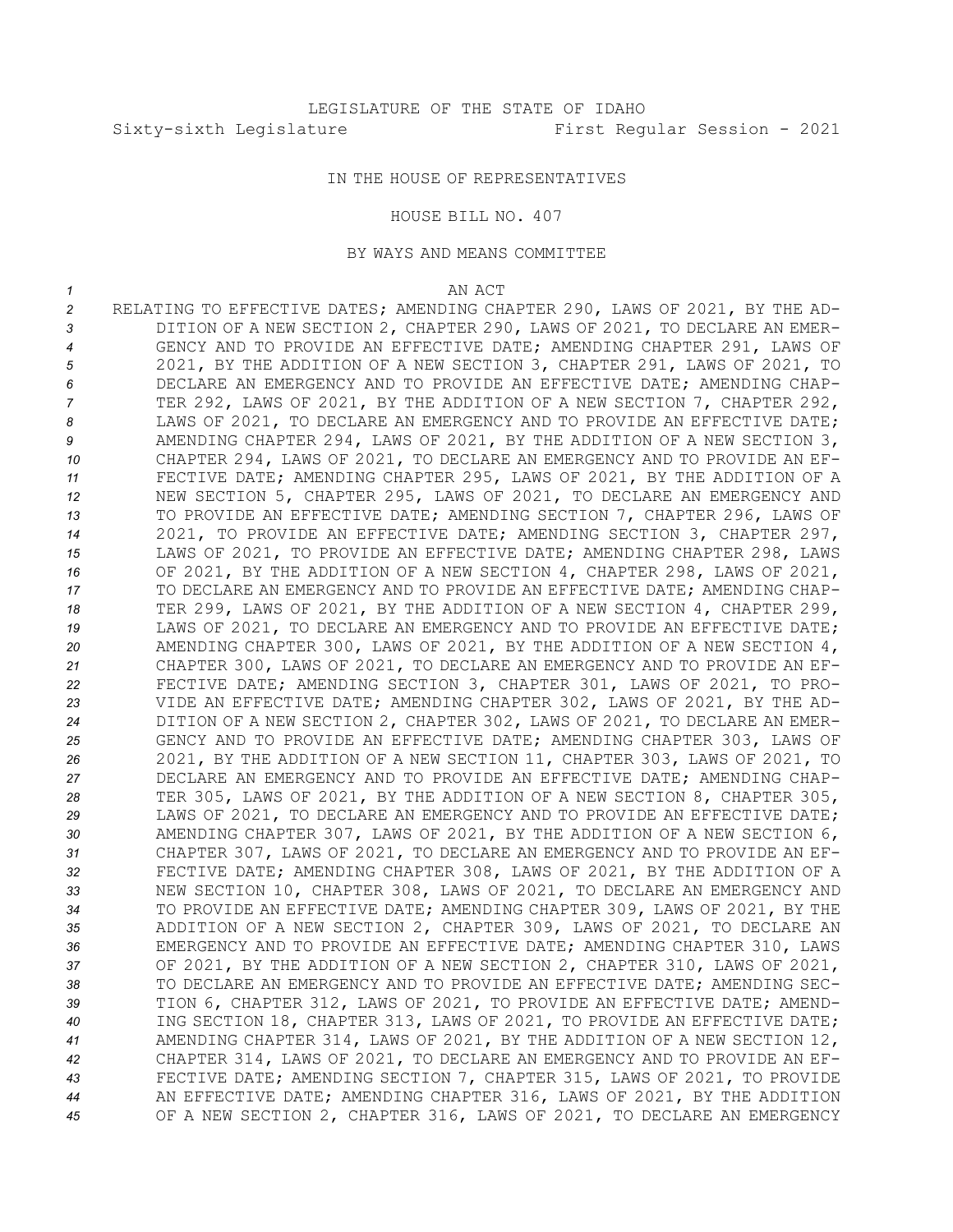LEGISLATURE OF THE STATE OF IDAHO

Sixty-sixth Legislature First Regular Session - 2021

IN THE HOUSE OF REPRESENTATIVES

HOUSE BILL NO. 407

BY WAYS AND MEANS COMMITTEE

AN ACT

RELATING TO EFFECTIVE DATES; AMENDING CHAPTER 290, LAWS OF 2021, BY THE ADDITION OF A NEW SECTION 2, CHAPTER 290, LAWS OF 2021, TO DECLARE AN EMERGENCY AND TO PROVIDE AN EFFECTIVE DATE; AMENDING CHAPTER 291, LAWS OF 2021, BY THE ADDITION OF A NEW SECTION 3, CHAPTER 291, LAWS OF 2021, TO DECLARE AN EMERGENCY AND TO PROVIDE AN EFFECTIVE DATE; AMENDING CHAPTER 292, LAWS OF 2021, BY THE ADDITION OF A NEW SECTION 7, CHAPTER 292, LAWS OF 2021, TO DECLARE AN EMERGENCY AND TO PROVIDE AN EFFECTIVE DATE; AMENDING CHAPTER 294, LAWS OF 2021, BY THE ADDITION OF A NEW SECTION 3, CHAPTER 294, LAWS OF 2021, TO DECLARE AN EMERGENCY AND TO PROVIDE AN EFFECTIVE DATE; AMENDING CHAPTER 295, LAWS OF 2021, BY THE ADDITION OF A NEW SECTION 5, CHAPTER 295, LAWS OF 2021, TO DECLARE AN EMERGENCY AND TO PROVIDE AN EFFECTIVE DATE; AMENDING SECTION 7, CHAPTER 296, LAWS OF 2021, TO PROVIDE AN EFFECTIVE DATE; AMENDING SECTION 3, CHAPTER 297, LAWS OF 2021, TO PROVIDE AN EFFECTIVE DATE; AMENDING CHAPTER 298, LAWS OF 2021, BY THE ADDITION OF A NEW SECTION 4, CHAPTER 298, LAWS OF 2021, TO DECLARE AN EMERGENCY AND TO PROVIDE AN EFFECTIVE DATE; AMENDING CHAPTER 299, LAWS OF 2021, BY THE ADDITION OF A NEW SECTION 4, CHAPTER 299, LAWS OF 2021, TO DECLARE AN EMERGENCY AND TO PROVIDE AN EFFECTIVE DATE; AMENDING CHAPTER 300, LAWS OF 2021, BY THE ADDITION OF A NEW SECTION 4, CHAPTER 300, LAWS OF 2021, TO DECLARE AN EMERGENCY AND TO PROVIDE AN EFFECTIVE DATE; AMENDING SECTION 3, CHAPTER 301, LAWS OF 2021, TO PROVIDE AN EFFECTIVE DATE; AMENDING CHAPTER 302, LAWS OF 2021, BY THE ADDITION OF A NEW SECTION 2, CHAPTER 302, LAWS OF 2021, TO DECLARE AN EMERGENCY AND TO PROVIDE AN EFFECTIVE DATE; AMENDING CHAPTER 303, LAWS OF 2021, BY THE ADDITION OF A NEW SECTION 11, CHAPTER 303, LAWS OF 2021, TO DECLARE AN EMERGENCY AND TO PROVIDE AN EFFECTIVE DATE; AMENDING CHAPTER 305, LAWS OF 2021, BY THE ADDITION OF A NEW SECTION 8, CHAPTER 305, LAWS OF 2021, TO DECLARE AN EMERGENCY AND TO PROVIDE AN EFFECTIVE DATE; AMENDING CHAPTER 307, LAWS OF 2021, BY THE ADDITION OF A NEW SECTION 6, CHAPTER 307, LAWS OF 2021, TO DECLARE AN EMERGENCY AND TO PROVIDE AN EFFECTIVE DATE; AMENDING CHAPTER 308, LAWS OF 2021, BY THE ADDITION OF A NEW SECTION 10, CHAPTER 308, LAWS OF 2021, TO DECLARE AN EMERGENCY AND TO PROVIDE AN EFFECTIVE DATE; AMENDING CHAPTER 309, LAWS OF 2021, BY THE ADDITION OF A NEW SECTION 2, CHAPTER 309, LAWS OF 2021, TO DECLARE AN EMERGENCY AND TO PROVIDE AN EFFECTIVE DATE; AMENDING CHAPTER 310, LAWS OF 2021, BY THE ADDITION OF A NEW SECTION 2, CHAPTER 310, LAWS OF 2021, TO DECLARE AN EMERGENCY AND TO PROVIDE AN EFFECTIVE DATE; AMENDING SECTION 6, CHAPTER 312, LAWS OF 2021, TO PROVIDE AN EFFECTIVE DATE; AMENDING SECTION 18, CHAPTER 313, LAWS OF 2021, TO PROVIDE AN EFFECTIVE DATE; AMENDING CHAPTER 314, LAWS OF 2021, BY THE ADDITION OF A NEW SECTION 12, CHAPTER 314, LAWS OF 2021, TO DECLARE AN EMERGENCY AND TO PROVIDE AN EFFECTIVE DATE; AMENDING SECTION 7, CHAPTER 315, LAWS OF 2021, TO PROVIDE AN EFFECTIVE DATE; AMENDING CHAPTER 316, LAWS OF 2021, BY THE ADDITION OF A NEW SECTION 2, CHAPTER 316, LAWS OF 2021, TO DECLARE AN EMERGENCY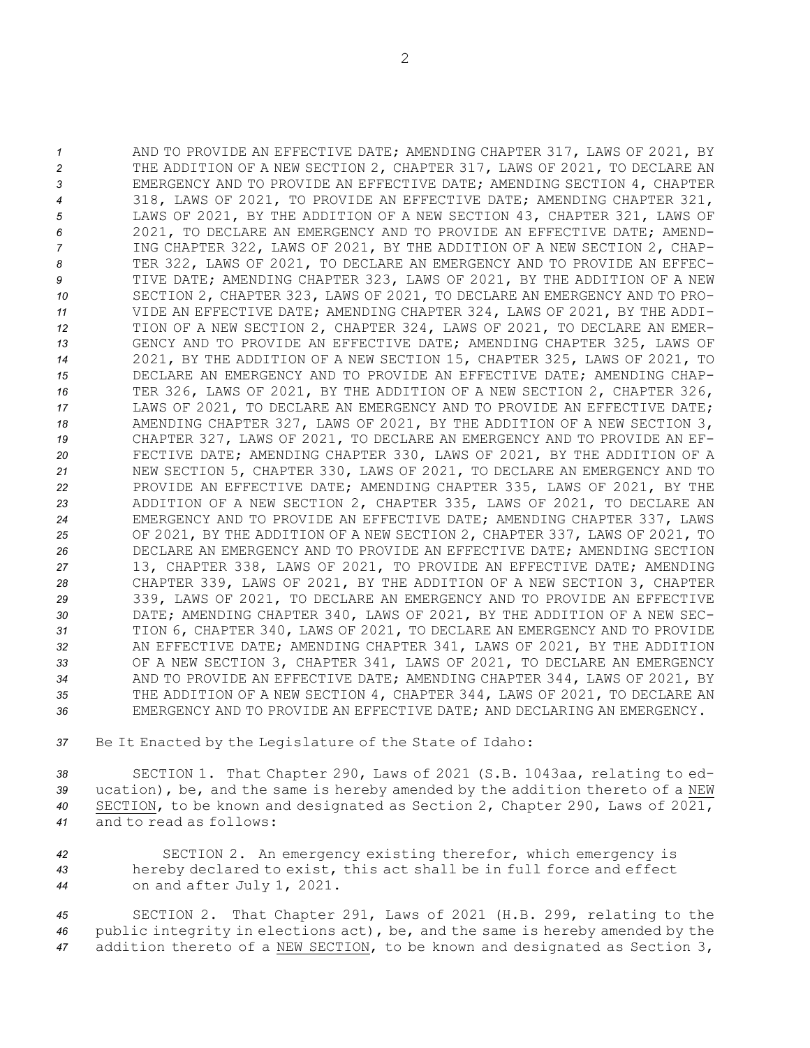AND TO PROVIDE AN EFFECTIVE DATE; AMENDING CHAPTER 317, LAWS OF 2021, BY THE ADDITION OF A NEW SECTION 2, CHAPTER 317, LAWS OF 2021, TO DECLARE AN EMERGENCY AND TO PROVIDE AN EFFECTIVE DATE; AMENDING SECTION 4, CHAPTER 318, LAWS OF 2021, TO PROVIDE AN EFFECTIVE DATE; AMENDING CHAPTER 321, LAWS OF 2021, BY THE ADDITION OF A NEW SECTION 43, CHAPTER 321, LAWS OF 2021, TO DECLARE AN EMERGENCY AND TO PROVIDE AN EFFECTIVE DATE; AMENDING CHAPTER 322, LAWS OF 2021, BY THE ADDITION OF A NEW SECTION 2, CHAPTER 322, LAWS OF 2021, TO DECLARE AN EMERGENCY AND TO PROVIDE AN EFFECTIVE DATE; AMENDING CHAPTER 323, LAWS OF 2021, BY THE ADDITION OF A NEW SECTION 2, CHAPTER 323, LAWS OF 2021, TO DECLARE AN EMERGENCY AND TO PROVIDE AN EFFECTIVE DATE; AMENDING CHAPTER 324, LAWS OF 2021, BY THE ADDITION OF A NEW SECTION 2, CHAPTER 324, LAWS OF 2021, TO DECLARE AN EMERGENCY AND TO PROVIDE AN EFFECTIVE DATE; AMENDING CHAPTER 325, LAWS OF 2021, BY THE ADDITION OF A NEW SECTION 15, CHAPTER 325, LAWS OF 2021, TO DECLARE AN EMERGENCY AND TO PROVIDE AN EFFECTIVE DATE; AMENDING CHAPTER 326, LAWS OF 2021, BY THE ADDITION OF A NEW SECTION 2, CHAPTER 326, LAWS OF 2021, TO DECLARE AN EMERGENCY AND TO PROVIDE AN EFFECTIVE DATE; AMENDING CHAPTER 327, LAWS OF 2021, BY THE ADDITION OF A NEW SECTION 3, CHAPTER 327, LAWS OF 2021, TO DECLARE AN EMERGENCY AND TO PROVIDE AN EFFECTIVE DATE; AMENDING CHAPTER 330, LAWS OF 2021, BY THE ADDITION OF A NEW SECTION 5, CHAPTER 330, LAWS OF 2021, TO DECLARE AN EMERGENCY AND TO PROVIDE AN EFFECTIVE DATE; AMENDING CHAPTER 335, LAWS OF 2021, BY THE ADDITION OF A NEW SECTION 2, CHAPTER 335, LAWS OF 2021, TO DECLARE AN EMERGENCY AND TO PROVIDE AN EFFECTIVE DATE; AMENDING CHAPTER 337, LAWS OF 2021, BY THE ADDITION OF A NEW SECTION 2, CHAPTER 337, LAWS OF 2021, TO DECLARE AN EMERGENCY AND TO PROVIDE AN EFFECTIVE DATE; AMENDING SECTION 13, CHAPTER 338, LAWS OF 2021, TO PROVIDE AN EFFECTIVE DATE; AMENDING CHAPTER 339, LAWS OF 2021, BY THE ADDITION OF A NEW SECTION 3, CHAPTER 339, LAWS OF 2021, TO DECLARE AN EMERGENCY AND TO PROVIDE AN EFFECTIVE DATE; AMENDING CHAPTER 340, LAWS OF 2021, BY THE ADDITION OF A NEW SECTION 6, CHAPTER 340, LAWS OF 2021, TO DECLARE AN EMERGENCY AND TO PROVIDE AN EFFECTIVE DATE; AMENDING CHAPTER 341, LAWS OF 2021, BY THE ADDITION OF A NEW SECTION 3, CHAPTER 341, LAWS OF 2021, TO DECLARE AN EMERGENCY AND TO PROVIDE AN EFFECTIVE DATE; AMENDING CHAPTER 344, LAWS OF 2021, BY THE ADDITION OF A NEW SECTION 4, CHAPTER 344, LAWS OF 2021, TO DECLARE AN EMERGENCY AND TO PROVIDE AN EFFECTIVE DATE; AND DECLARING AN EMERGENCY.

Be It Enacted by the Legislature of the State of Idaho:

SECTION 1. That Chapter 290, Laws of 2021 (S.B. 1043aa, relating to education), be, and the same is hereby amended by the addition thereto of a NEW SECTION, to be known and designated as Section 2, Chapter 290, Laws of 2021, and to read as follows:

SECTION 2. An emergency existing therefor, which emergency is hereby declared to exist, this act shall be in full force and effect on and after July 1, 2021.

SECTION 2. That Chapter 291, Laws of 2021 (H.B. 299, relating to the public integrity in elections act), be, and the same is hereby amended by the addition thereto of a NEW SECTION, to be known and designated as Section 3,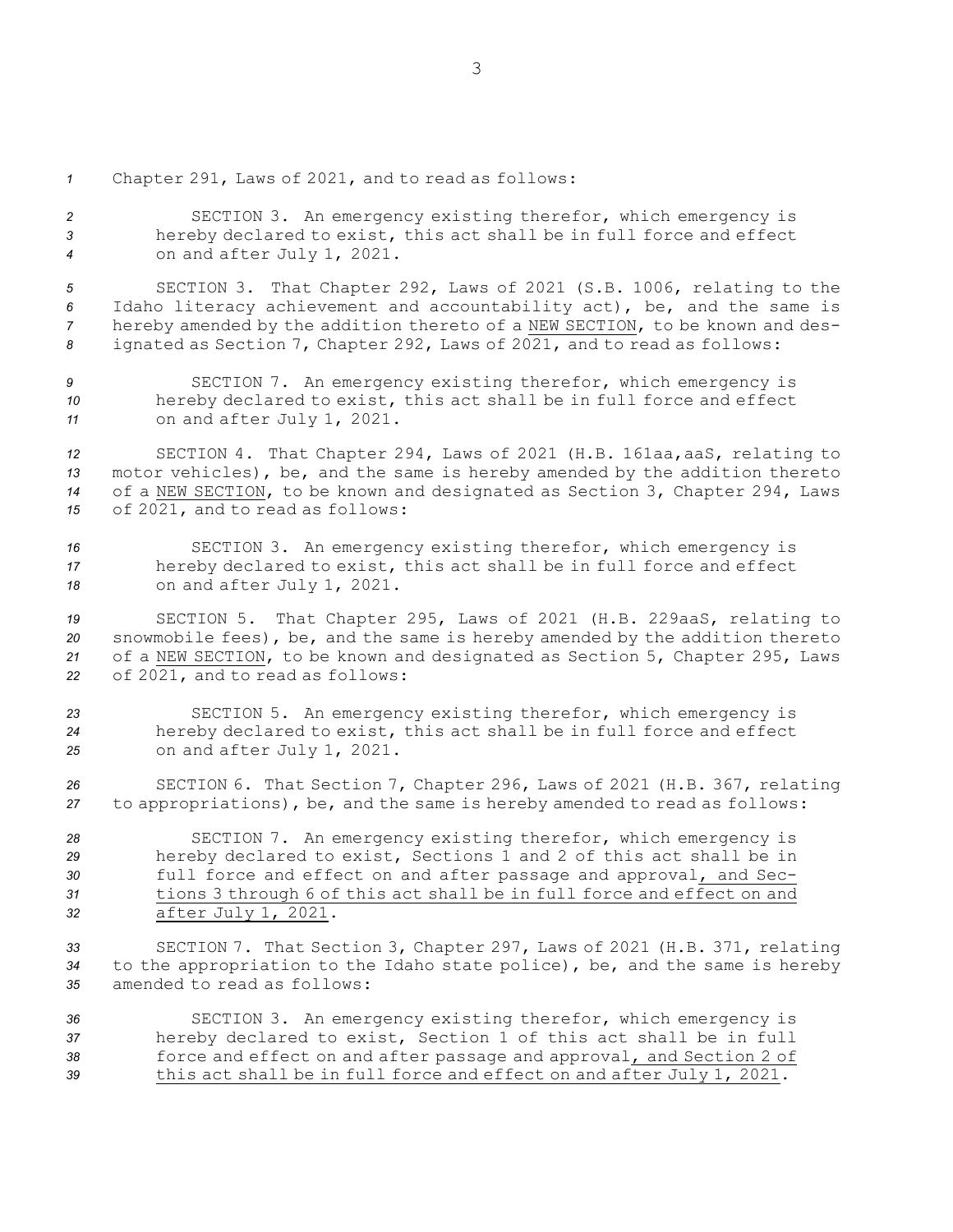Chapter 291, Laws of 2021, and to read as follows:

> SECTION 3. An emergency existing therefor, which emergency is hereby declared to exist, this act shall be in full force and effect on and after July 1, 2021.

SECTION 3. That Chapter 292, Laws of 2021 (S.B. 1006, relating to the Idaho literacy achievement and accountability act), be, and the same is hereby amended by the addition thereto of a NEW SECTION, to be known and designated as Section 7, Chapter 292, Laws of 2021, and to read as follows:

> SECTION 7. An emergency existing therefor, which emergency is hereby declared to exist, this act shall be in full force and effect on and after July 1, 2021.

SECTION 4. That Chapter 294, Laws of 2021 (H.B. 161aa,aaS, relating to motor vehicles), be, and the same is hereby amended by the addition thereto of a NEW SECTION, to be known and designated as Section 3, Chapter 294, Laws of 2021, and to read as follows:

> SECTION 3. An emergency existing therefor, which emergency is hereby declared to exist, this act shall be in full force and effect on and after July 1, 2021.

SECTION 5. That Chapter 295, Laws of 2021 (H.B. 229aaS, relating to snowmobile fees), be, and the same is hereby amended by the addition thereto of a NEW SECTION, to be known and designated as Section 5, Chapter 295, Laws of 2021, and to read as follows:

> SECTION 5. An emergency existing therefor, which emergency is hereby declared to exist, this act shall be in full force and effect on and after July 1, 2021.

SECTION 6. That Section 7, Chapter 296, Laws of 2021 (H.B. 367, relating to appropriations), be, and the same is hereby amended to read as follows:

> SECTION 7. An emergency existing therefor, which emergency is hereby declared to exist, Sections 1 and 2 of this act shall be in full force and effect on and after passage and approval, and Sections 3 through 6 of this act shall be in full force and effect on and after July 1, 2021.

SECTION 7. That Section 3, Chapter 297, Laws of 2021 (H.B. 371, relating to the appropriation to the Idaho state police), be, and the same is hereby amended to read as follows:

> SECTION 3. An emergency existing therefor, which emergency is hereby declared to exist, Section 1 of this act shall be in full force and effect on and after passage and approval, and Section 2 of this act shall be in full force and effect on and after July 1, 2021.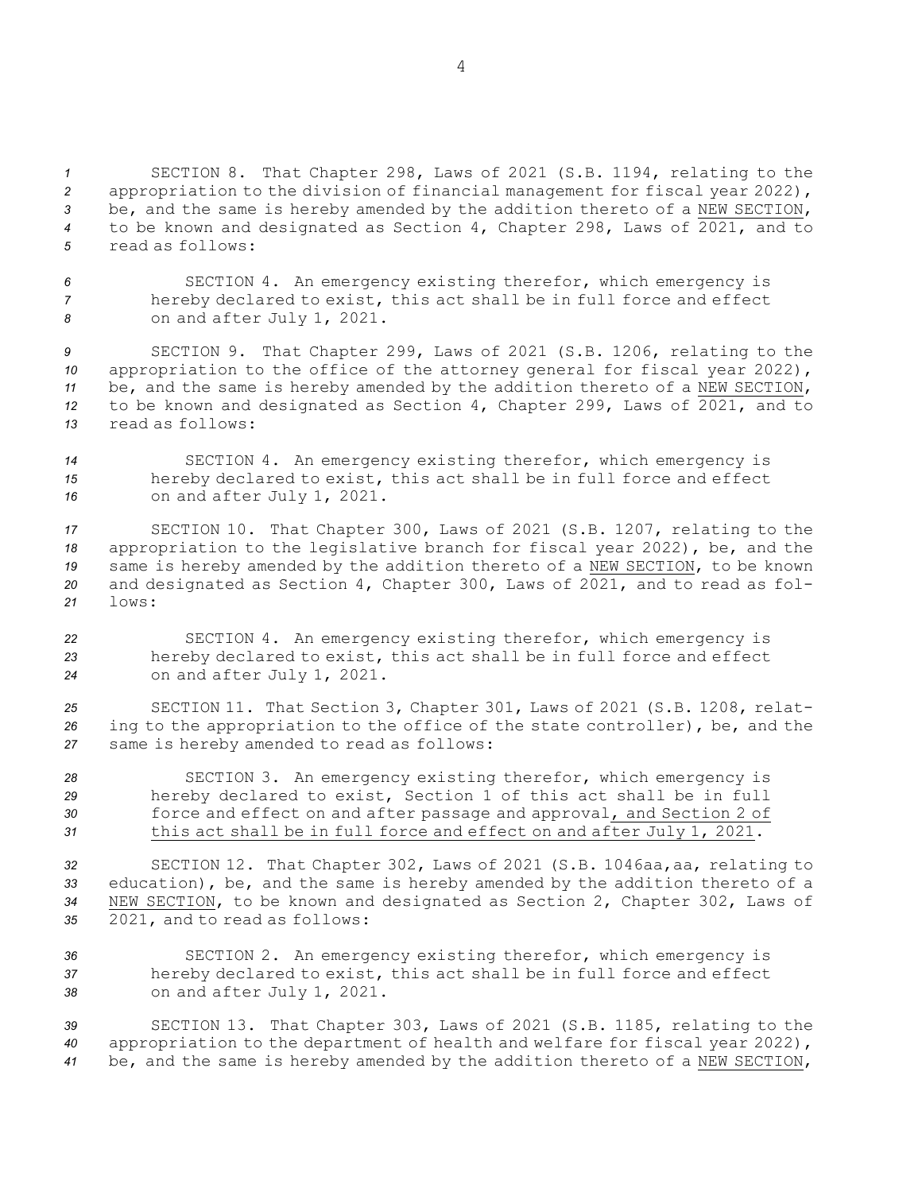SECTION 8. That Chapter 298, Laws of 2021 (S.B. 1194, relating to the appropriation to the division of financial management for fiscal year 2022), be, and the same is hereby amended by the addition thereto of a <u>NEW SECTION</u>, to be known and designated as Section 4, Chapter 298, Laws of 2021, and to read as follows:

> SECTION 4. An emergency existing therefor, which emergency is hereby declared to exist, this act shall be in full force and effect on and after July 1, 2021.

SECTION 9. That Chapter 299, Laws of 2021 (S.B. 1206, relating to the appropriation to the office of the attorney general for fiscal year 2022), be, and the same is hereby amended by the addition thereto of a <u>NEW SECTION</u>, to be known and designated as Section 4, Chapter 299, Laws of 2021, and to read as follows:

> SECTION 4. An emergency existing therefor, which emergency is hereby declared to exist, this act shall be in full force and effect on and after July 1, 2021.

SECTION 10. That Chapter 300, Laws of 2021 (S.B. 1207, relating to the appropriation to the legislative branch for fiscal year 2022), be, and the same is hereby amended by the addition thereto of a <u>NEW SECTION</u>, to be known and designated as Section 4, Chapter 300, Laws of 2021, and to read as follows:

> SECTION 4. An emergency existing therefor, which emergency is hereby declared to exist, this act shall be in full force and effect on and after July 1, 2021.

SECTION 11. That Section 3, Chapter 301, Laws of 2021 (S.B. 1208, relating to the appropriation to the office of the state controller), be, and the same is hereby amended to read as follows:

> SECTION 3. An emergency existing therefor, which emergency is hereby declared to exist, Section 1 of this act shall be in full force and effect on and after passage and approval<u>, and Section 2 of this act shall be in full force and effect on and after July 1, 2021</u>.

SECTION 12. That Chapter 302, Laws of 2021 (S.B. 1046aa,aa, relating to education), be, and the same is hereby amended by the addition thereto of a <u>NEW SECTION</u>, to be known and designated as Section 2, Chapter 302, Laws of 2021, and to read as follows:

> SECTION 2. An emergency existing therefor, which emergency is hereby declared to exist, this act shall be in full force and effect on and after July 1, 2021.

SECTION 13. That Chapter 303, Laws of 2021 (S.B. 1185, relating to the appropriation to the department of health and welfare for fiscal year 2022), be, and the same is hereby amended by the addition thereto of a <u>NEW SECTION</u>,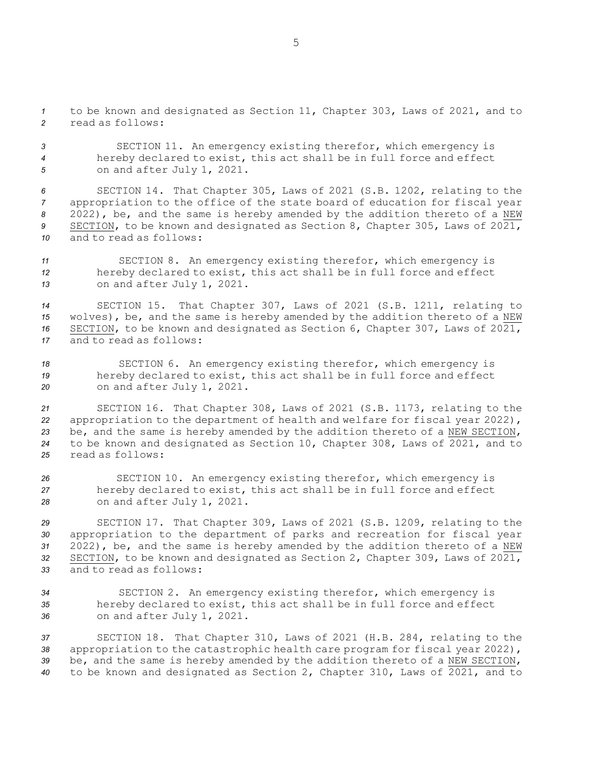to be known and designated as Section 11, Chapter 303, Laws of 2021, and to read as follows:

> SECTION 11. An emergency existing therefor, which emergency is hereby declared to exist, this act shall be in full force and effect on and after July 1, 2021.

SECTION 14. That Chapter 305, Laws of 2021 (S.B. 1202, relating to the appropriation to the office of the state board of education for fiscal year 2022), be, and the same is hereby amended by the addition thereto of a NEW SECTION, to be known and designated as Section 8, Chapter 305, Laws of 2021, and to read as follows:

> SECTION 8. An emergency existing therefor, which emergency is hereby declared to exist, this act shall be in full force and effect on and after July 1, 2021.

SECTION 15. That Chapter 307, Laws of 2021 (S.B. 1211, relating to wolves), be, and the same is hereby amended by the addition thereto of a NEW SECTION, to be known and designated as Section 6, Chapter 307, Laws of 2021, and to read as follows:

> SECTION 6. An emergency existing therefor, which emergency is hereby declared to exist, this act shall be in full force and effect on and after July 1, 2021.

SECTION 16. That Chapter 308, Laws of 2021 (S.B. 1173, relating to the appropriation to the department of health and welfare for fiscal year 2022), be, and the same is hereby amended by the addition thereto of a NEW SECTION, to be known and designated as Section 10, Chapter 308, Laws of 2021, and to read as follows:

> SECTION 10. An emergency existing therefor, which emergency is hereby declared to exist, this act shall be in full force and effect on and after July 1, 2021.

SECTION 17. That Chapter 309, Laws of 2021 (S.B. 1209, relating to the appropriation to the department of parks and recreation for fiscal year 2022), be, and the same is hereby amended by the addition thereto of a NEW SECTION, to be known and designated as Section 2, Chapter 309, Laws of 2021, and to read as follows:

> SECTION 2. An emergency existing therefor, which emergency is hereby declared to exist, this act shall be in full force and effect on and after July 1, 2021.

SECTION 18. That Chapter 310, Laws of 2021 (H.B. 284, relating to the appropriation to the catastrophic health care program for fiscal year 2022), be, and the same is hereby amended by the addition thereto of a NEW SECTION, to be known and designated as Section 2, Chapter 310, Laws of 2021, and to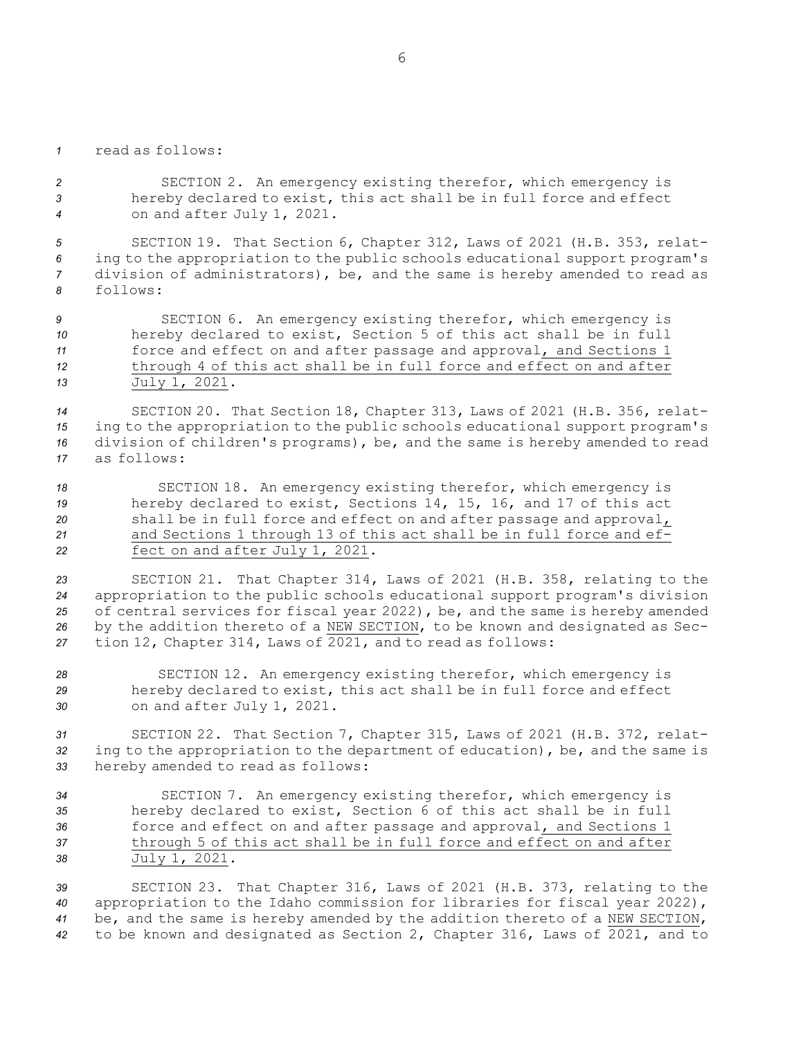read as follows:

> SECTION 2. An emergency existing therefor, which emergency is hereby declared to exist, this act shall be in full force and effect on and after July 1, 2021.

SECTION 19. That Section 6, Chapter 312, Laws of 2021 (H.B. 353, relating to the appropriation to the public schools educational support program's division of administrators), be, and the same is hereby amended to read as follows:

> SECTION 6. An emergency existing therefor, which emergency is hereby declared to exist, Section 5 of this act shall be in full force and effect on and after passage and approval, and Sections 1 through 4 of this act shall be in full force and effect on and after July 1, 2021.

SECTION 20. That Section 18, Chapter 313, Laws of 2021 (H.B. 356, relating to the appropriation to the public schools educational support program's division of children's programs), be, and the same is hereby amended to read as follows:

> SECTION 18. An emergency existing therefor, which emergency is hereby declared to exist, Sections 14, 15, 16, and 17 of this act shall be in full force and effect on and after passage and approval, and Sections 1 through 13 of this act shall be in full force and effect on and after July 1, 2021.

SECTION 21. That Chapter 314, Laws of 2021 (H.B. 358, relating to the appropriation to the public schools educational support program's division of central services for fiscal year 2022), be, and the same is hereby amended by the addition thereto of a NEW SECTION, to be known and designated as Section 12, Chapter 314, Laws of 2021, and to read as follows:

> SECTION 12. An emergency existing therefor, which emergency is hereby declared to exist, this act shall be in full force and effect on and after July 1, 2021.

SECTION 22. That Section 7, Chapter 315, Laws of 2021 (H.B. 372, relating to the appropriation to the department of education), be, and the same is hereby amended to read as follows:

> SECTION 7. An emergency existing therefor, which emergency is hereby declared to exist, Section 6 of this act shall be in full force and effect on and after passage and approval, and Sections 1 through 5 of this act shall be in full force and effect on and after July 1, 2021.

SECTION 23. That Chapter 316, Laws of 2021 (H.B. 373, relating to the appropriation to the Idaho commission for libraries for fiscal year 2022), be, and the same is hereby amended by the addition thereto of a NEW SECTION, to be known and designated as Section 2, Chapter 316, Laws of 2021, and to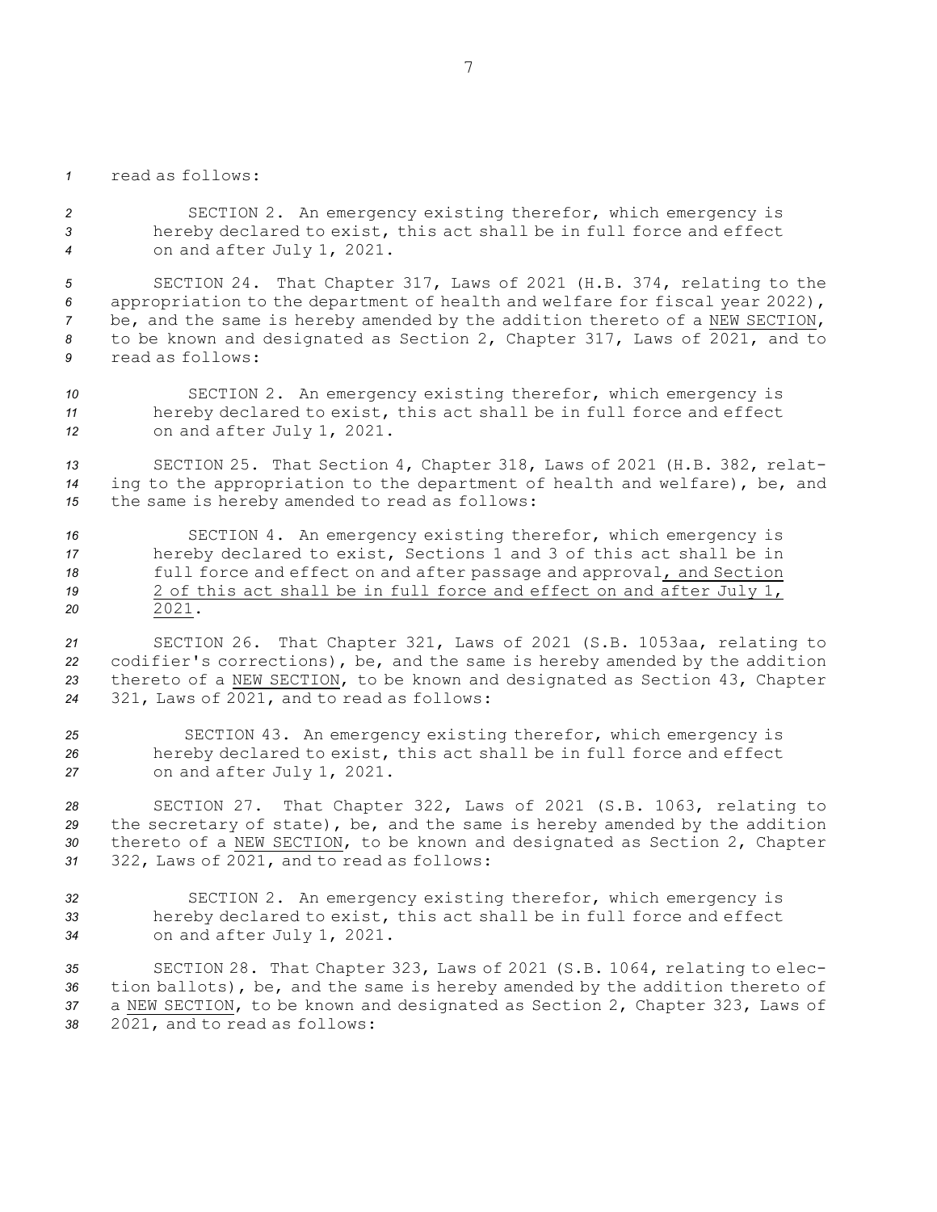read as follows:

SECTION 2. An emergency existing therefor, which emergency is hereby declared to exist, this act shall be in full force and effect on and after July 1, 2021.

SECTION 24. That Chapter 317, Laws of 2021 (H.B. 374, relating to the appropriation to the department of health and welfare for fiscal year 2022), be, and the same is hereby amended by the addition thereto of a <u>NEW SECTION</u>, to be known and designated as Section 2, Chapter 317, Laws of 2021, and to read as follows:

SECTION 2. An emergency existing therefor, which emergency is hereby declared to exist, this act shall be in full force and effect on and after July 1, 2021.

SECTION 25. That Section 4, Chapter 318, Laws of 2021 (H.B. 382, relating to the appropriation to the department of health and welfare), be, and the same is hereby amended to read as follows:

SECTION 4. An emergency existing therefor, which emergency is hereby declared to exist, Sections 1 and 3 of this act shall be in full force and effect on and after passage and approval<u>, and Section 2 of this act shall be in full force and effect on and after July 1, 2021</u>.

SECTION 26. That Chapter 321, Laws of 2021 (S.B. 1053aa, relating to codifier's corrections), be, and the same is hereby amended by the addition thereto of a <u>NEW SECTION</u>, to be known and designated as Section 43, Chapter 321, Laws of 2021, and to read as follows:

SECTION 43. An emergency existing therefor, which emergency is hereby declared to exist, this act shall be in full force and effect on and after July 1, 2021.

SECTION 27. That Chapter 322, Laws of 2021 (S.B. 1063, relating to the secretary of state), be, and the same is hereby amended by the addition thereto of a <u>NEW SECTION</u>, to be known and designated as Section 2, Chapter 322, Laws of 2021, and to read as follows:

SECTION 2. An emergency existing therefor, which emergency is hereby declared to exist, this act shall be in full force and effect on and after July 1, 2021.

SECTION 28. That Chapter 323, Laws of 2021 (S.B. 1064, relating to election ballots), be, and the same is hereby amended by the addition thereto of a <u>NEW SECTION</u>, to be known and designated as Section 2, Chapter 323, Laws of 2021, and to read as follows: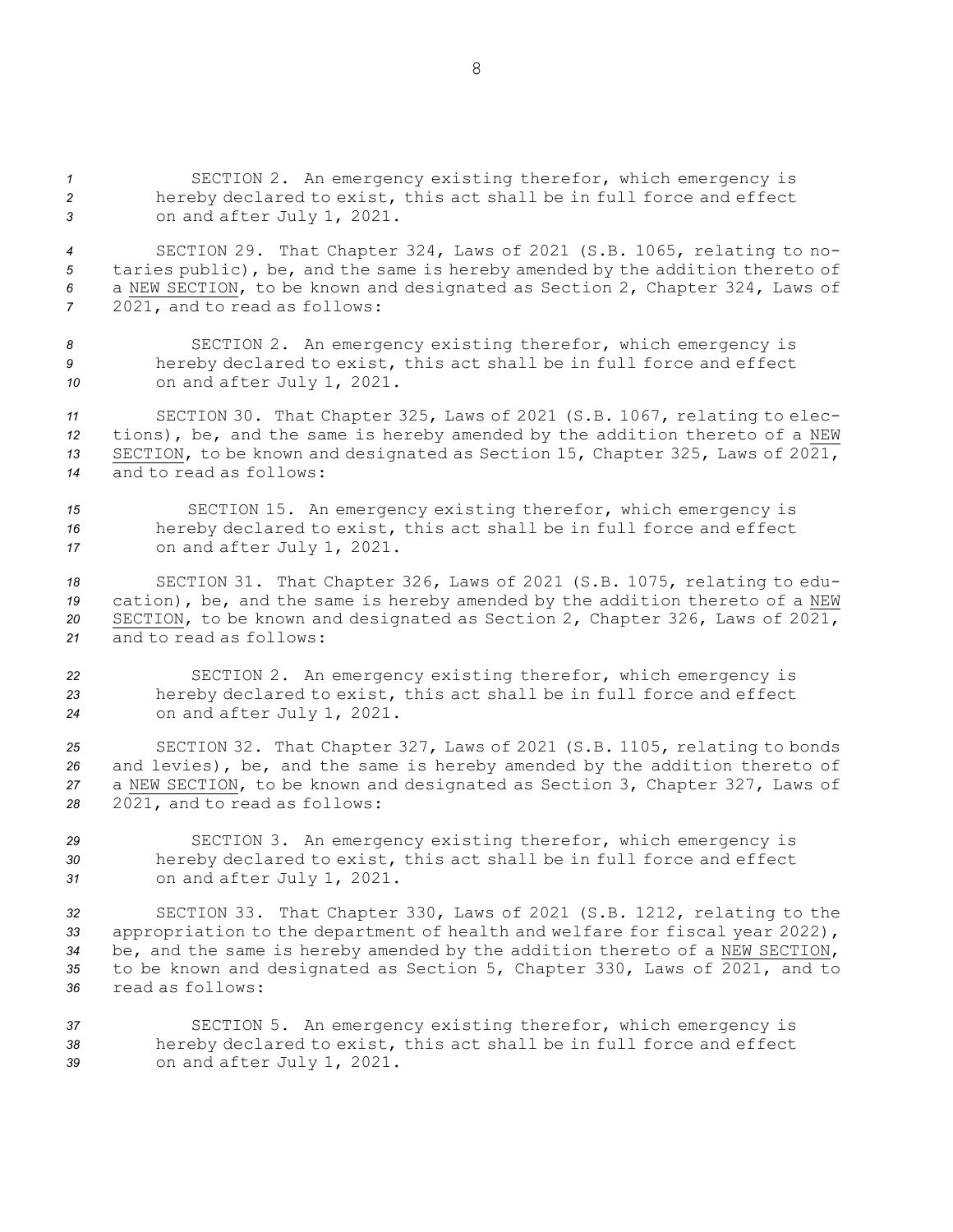SECTION 2. An emergency existing therefor, which emergency is hereby declared to exist, this act shall be in full force and effect on and after July 1, 2021.

SECTION 29. That Chapter 324, Laws of 2021 (S.B. 1065, relating to notaries public), be, and the same is hereby amended by the addition thereto of a NEW SECTION, to be known and designated as Section 2, Chapter 324, Laws of 2021, and to read as follows:

SECTION 2. An emergency existing therefor, which emergency is hereby declared to exist, this act shall be in full force and effect on and after July 1, 2021.

SECTION 30. That Chapter 325, Laws of 2021 (S.B. 1067, relating to elections), be, and the same is hereby amended by the addition thereto of a NEW SECTION, to be known and designated as Section 15, Chapter 325, Laws of 2021, and to read as follows:

SECTION 15. An emergency existing therefor, which emergency is hereby declared to exist, this act shall be in full force and effect on and after July 1, 2021.

SECTION 31. That Chapter 326, Laws of 2021 (S.B. 1075, relating to education), be, and the same is hereby amended by the addition thereto of a NEW SECTION, to be known and designated as Section 2, Chapter 326, Laws of 2021, and to read as follows:

SECTION 2. An emergency existing therefor, which emergency is hereby declared to exist, this act shall be in full force and effect on and after July 1, 2021.

SECTION 32. That Chapter 327, Laws of 2021 (S.B. 1105, relating to bonds and levies), be, and the same is hereby amended by the addition thereto of a NEW SECTION, to be known and designated as Section 3, Chapter 327, Laws of 2021, and to read as follows:

SECTION 3. An emergency existing therefor, which emergency is hereby declared to exist, this act shall be in full force and effect on and after July 1, 2021.

SECTION 33. That Chapter 330, Laws of 2021 (S.B. 1212, relating to the appropriation to the department of health and welfare for fiscal year 2022), be, and the same is hereby amended by the addition thereto of a NEW SECTION, to be known and designated as Section 5, Chapter 330, Laws of 2021, and to read as follows:

SECTION 5. An emergency existing therefor, which emergency is hereby declared to exist, this act shall be in full force and effect on and after July 1, 2021.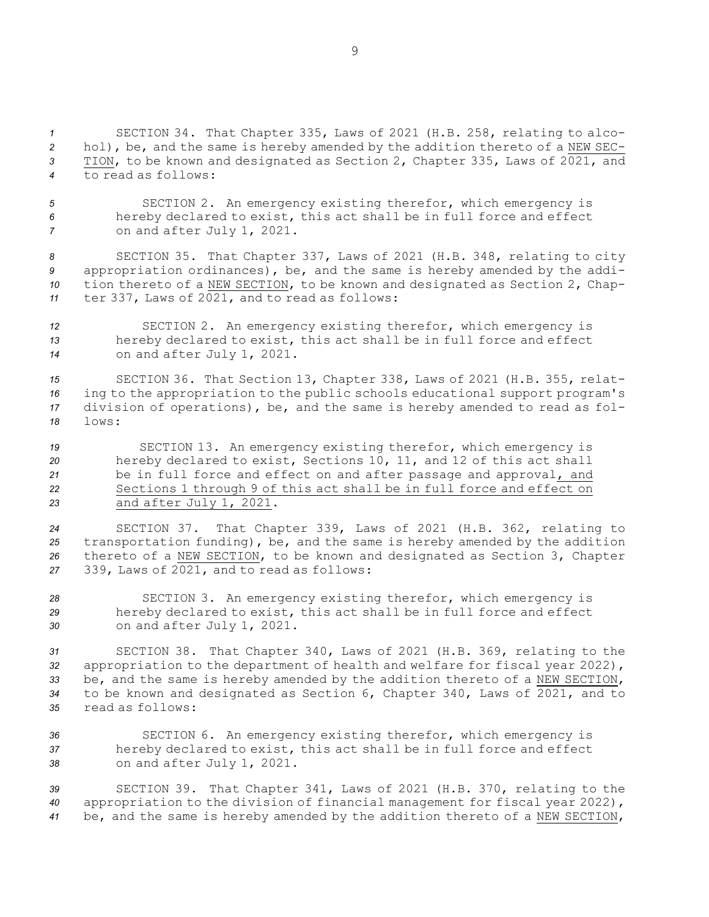SECTION 34. That Chapter 335, Laws of 2021 (H.B. 258, relating to alcohol), be, and the same is hereby amended by the addition thereto of a <u>NEW SECTION</u>, to be known and designated as Section 2, Chapter 335, Laws of 2021, and to read as follows:

> SECTION 2. An emergency existing therefor, which emergency is hereby declared to exist, this act shall be in full force and effect on and after July 1, 2021.

SECTION 35. That Chapter 337, Laws of 2021 (H.B. 348, relating to city appropriation ordinances), be, and the same is hereby amended by the addition thereto of a <u>NEW SECTION</u>, to be known and designated as Section 2, Chapter 337, Laws of 2021, and to read as follows:

> SECTION 2. An emergency existing therefor, which emergency is hereby declared to exist, this act shall be in full force and effect on and after July 1, 2021.

SECTION 36. That Section 13, Chapter 338, Laws of 2021 (H.B. 355, relating to the appropriation to the public schools educational support program's division of operations), be, and the same is hereby amended to read as follows:

> SECTION 13. An emergency existing therefor, which emergency is hereby declared to exist, Sections 10, 11, and 12 of this act shall be in full force and effect on and after passage and approval<u>, and Sections 1 through 9 of this act shall be in full force and effect on and after July 1, 2021</u>.

SECTION 37. That Chapter 339, Laws of 2021 (H.B. 362, relating to transportation funding), be, and the same is hereby amended by the addition thereto of a <u>NEW SECTION</u>, to be known and designated as Section 3, Chapter 339, Laws of 2021, and to read as follows:

> SECTION 3. An emergency existing therefor, which emergency is hereby declared to exist, this act shall be in full force and effect on and after July 1, 2021.

SECTION 38. That Chapter 340, Laws of 2021 (H.B. 369, relating to the appropriation to the department of health and welfare for fiscal year 2022), be, and the same is hereby amended by the addition thereto of a <u>NEW SECTION</u>, to be known and designated as Section 6, Chapter 340, Laws of 2021, and to read as follows:

> SECTION 6. An emergency existing therefor, which emergency is hereby declared to exist, this act shall be in full force and effect on and after July 1, 2021.

SECTION 39. That Chapter 341, Laws of 2021 (H.B. 370, relating to the appropriation to the division of financial management for fiscal year 2022), be, and the same is hereby amended by the addition thereto of a <u>NEW SECTION</u>,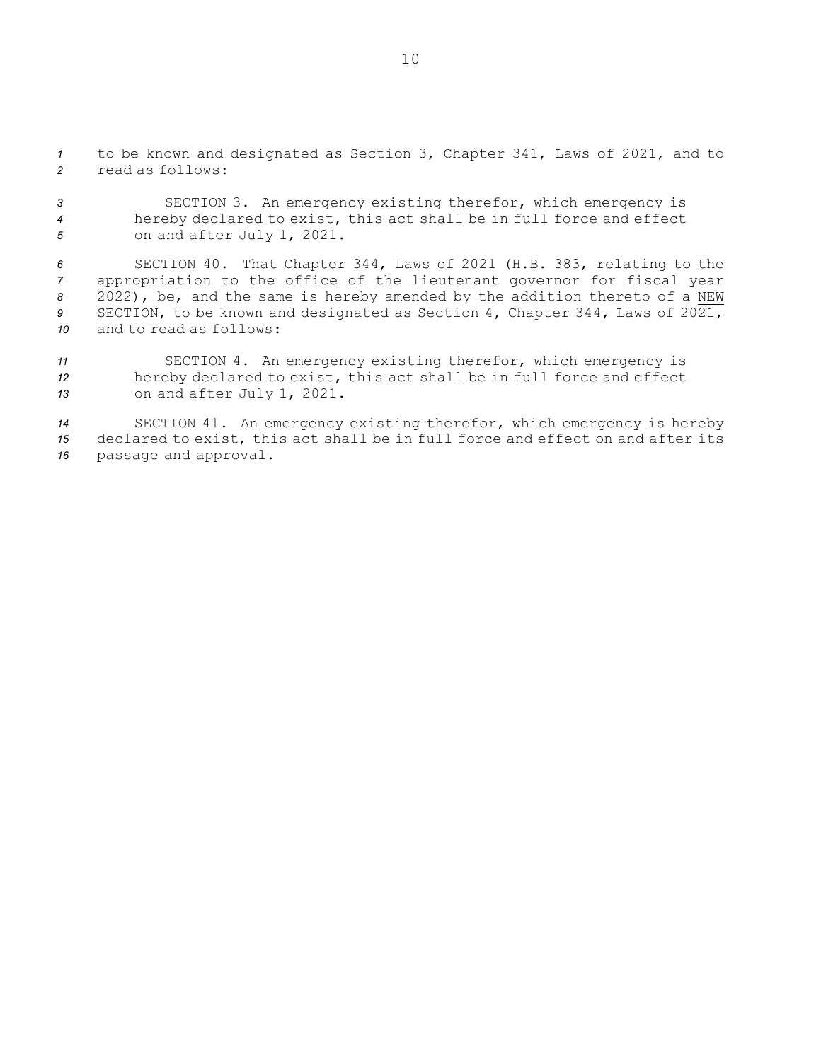to be known and designated as Section 3, Chapter 341, Laws of 2021, and to read as follows:

> SECTION 3. An emergency existing therefor, which emergency is hereby declared to exist, this act shall be in full force and effect on and after July 1, 2021.

SECTION 40. That Chapter 344, Laws of 2021 (H.B. 383, relating to the appropriation to the office of the lieutenant governor for fiscal year 2022), be, and the same is hereby amended by the addition thereto of a NEW SECTION, to be known and designated as Section 4, Chapter 344, Laws of 2021, and to read as follows:

> SECTION 4. An emergency existing therefor, which emergency is hereby declared to exist, this act shall be in full force and effect on and after July 1, 2021.

SECTION 41. An emergency existing therefor, which emergency is hereby declared to exist, this act shall be in full force and effect on and after its passage and approval.